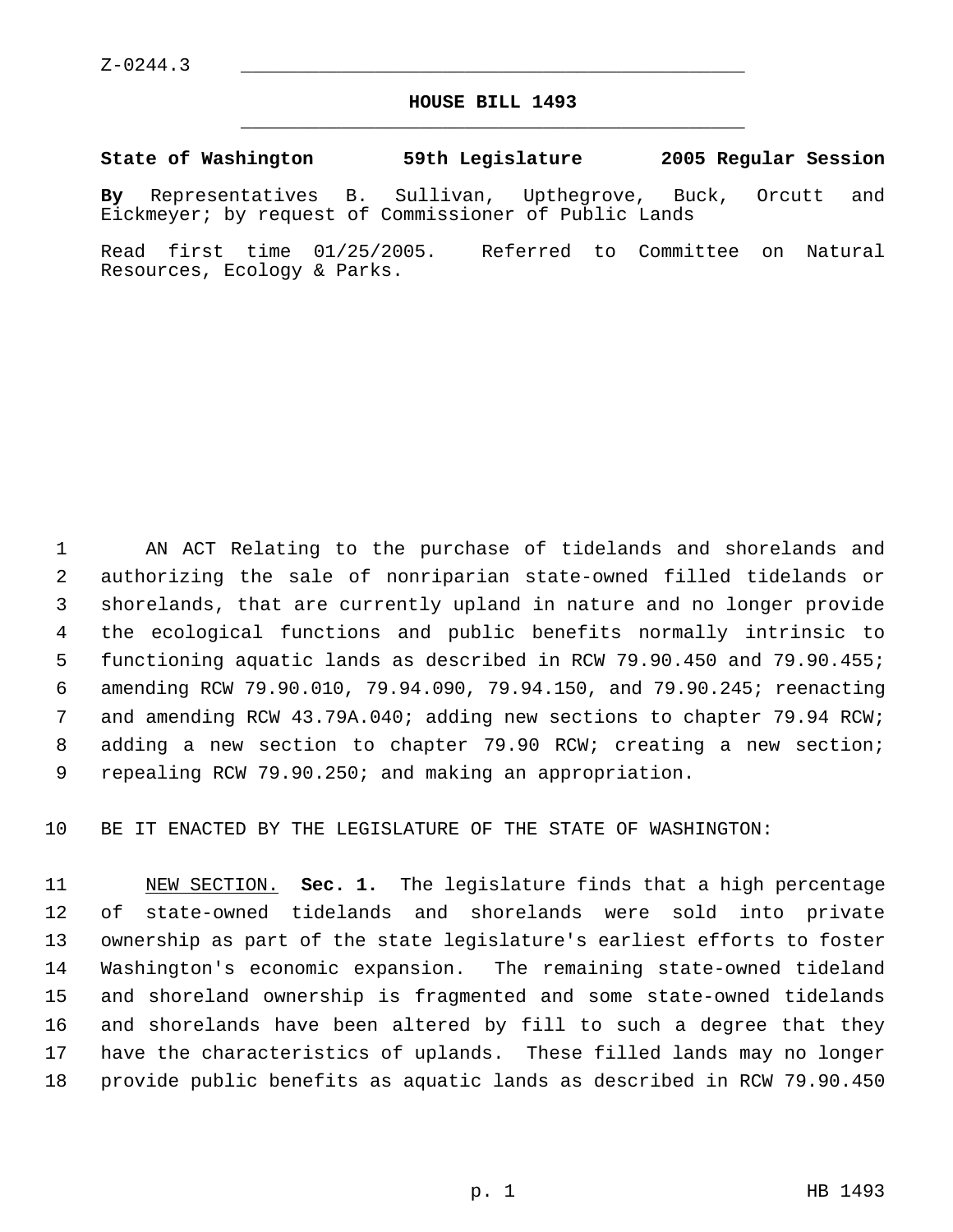Z-0244.3

# HOUSE BILL 1493

**State of Washington 59th Legislature 2005 Regular Session**

**By** Representatives B. Sullivan, Upthegrove, Buck, Orcutt and Eickmeyer; by request of Commissioner of Public Lands

Read first time 01/25/2005. Referred to Committee on Natural Resources, Ecology & Parks.

AN ACT Relating to the purchase of tidelands and shorelands and authorizing the sale of nonriparian state-owned filled tidelands or shorelands, that are currently upland in nature and no longer provide the ecological functions and public benefits normally intrinsic to functioning aquatic lands as described in RCW 79.90.450 and 79.90.455; amending RCW 79.90.010, 79.94.090, 79.94.150, and 79.90.245; reenacting and amending RCW 43.79A.040; adding new sections to chapter 79.94 RCW; adding a new section to chapter 79.90 RCW; creating a new section; repealing RCW 79.90.250; and making an appropriation.

BE IT ENACTED BY THE LEGISLATURE OF THE STATE OF WASHINGTON:

NEW SECTION. **Sec. 1.** The legislature finds that a high percentage of state-owned tidelands and shorelands were sold into private ownership as part of the state legislature's earliest efforts to foster Washington's economic expansion. The remaining state-owned tideland and shoreland ownership is fragmented and some state-owned tidelands and shorelands have been altered by fill to such a degree that they have the characteristics of uplands. These filled lands may no longer provide public benefits as aquatic lands as described in RCW 79.90.450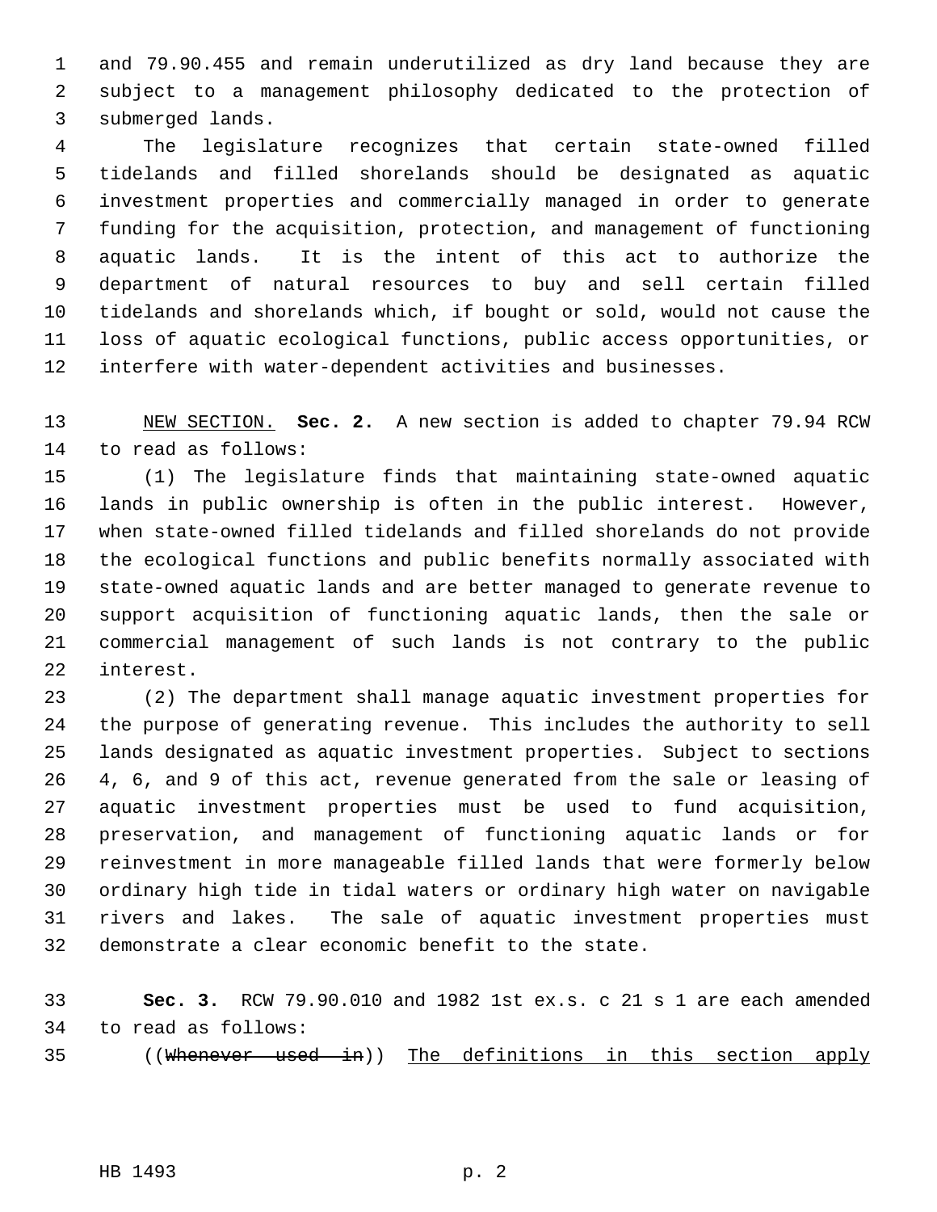and 79.90.455 and remain underutilized as dry land because they are subject to a management philosophy dedicated to the protection of submerged lands.

The legislature recognizes that certain state-owned filled tidelands and filled shorelands should be designated as aquatic investment properties and commercially managed in order to generate funding for the acquisition, protection, and management of functioning aquatic lands. It is the intent of this act to authorize the department of natural resources to buy and sell certain filled tidelands and shorelands which, if bought or sold, would not cause the loss of aquatic ecological functions, public access opportunities, or interfere with water-dependent activities and businesses.

NEW SECTION. **Sec. 2.** A new section is added to chapter 79.94 RCW to read as follows:

(1) The legislature finds that maintaining state-owned aquatic lands in public ownership is often in the public interest. However, when state-owned filled tidelands and filled shorelands do not provide the ecological functions and public benefits normally associated with state-owned aquatic lands and are better managed to generate revenue to support acquisition of functioning aquatic lands, then the sale or commercial management of such lands is not contrary to the public interest.

(2) The department shall manage aquatic investment properties for the purpose of generating revenue. This includes the authority to sell lands designated as aquatic investment properties. Subject to sections 4, 6, and 9 of this act, revenue generated from the sale or leasing of aquatic investment properties must be used to fund acquisition, preservation, and management of functioning aquatic lands or for reinvestment in more manageable filled lands that were formerly below ordinary high tide in tidal waters or ordinary high water on navigable rivers and lakes. The sale of aquatic investment properties must demonstrate a clear economic benefit to the state.

**Sec. 3.** RCW 79.90.010 and 1982 1st ex.s. c 21 s 1 are each amended to read as follows:

((~~Whenever used in~~)) The definitions in this section apply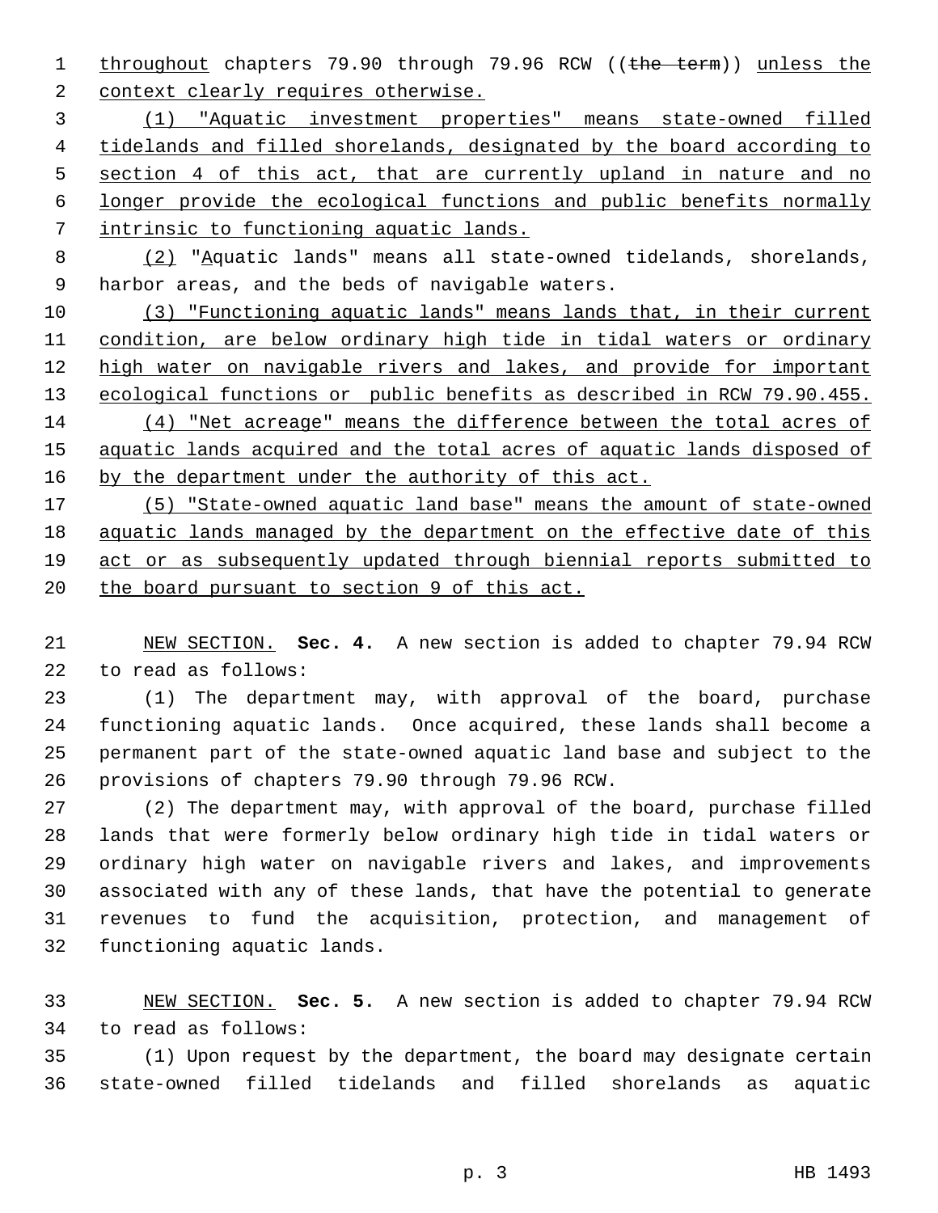throughout chapters 79.90 through 79.96 RCW ((~~the term~~)) unless the context clearly requires otherwise.

(1) "Aquatic investment properties" means state-owned filled tidelands and filled shorelands, designated by the board according to section 4 of this act, that are currently upland in nature and no longer provide the ecological functions and public benefits normally intrinsic to functioning aquatic lands.

(2) "Aquatic lands" means all state-owned tidelands, shorelands, harbor areas, and the beds of navigable waters.

(3) "Functioning aquatic lands" means lands that, in their current condition, are below ordinary high tide in tidal waters or ordinary high water on navigable rivers and lakes, and provide for important ecological functions or public benefits as described in RCW 79.90.455.

(4) "Net acreage" means the difference between the total acres of aquatic lands acquired and the total acres of aquatic lands disposed of by the department under the authority of this act.

(5) "State-owned aquatic land base" means the amount of state-owned aquatic lands managed by the department on the effective date of this act or as subsequently updated through biennial reports submitted to the board pursuant to section 9 of this act.

NEW SECTION. **Sec. 4.** A new section is added to chapter 79.94 RCW to read as follows:

(1) The department may, with approval of the board, purchase functioning aquatic lands. Once acquired, these lands shall become a permanent part of the state-owned aquatic land base and subject to the provisions of chapters 79.90 through 79.96 RCW.

(2) The department may, with approval of the board, purchase filled lands that were formerly below ordinary high tide in tidal waters or ordinary high water on navigable rivers and lakes, and improvements associated with any of these lands, that have the potential to generate revenues to fund the acquisition, protection, and management of functioning aquatic lands.

NEW SECTION. **Sec. 5.** A new section is added to chapter 79.94 RCW to read as follows:

(1) Upon request by the department, the board may designate certain state-owned filled tidelands and filled shorelands as aquatic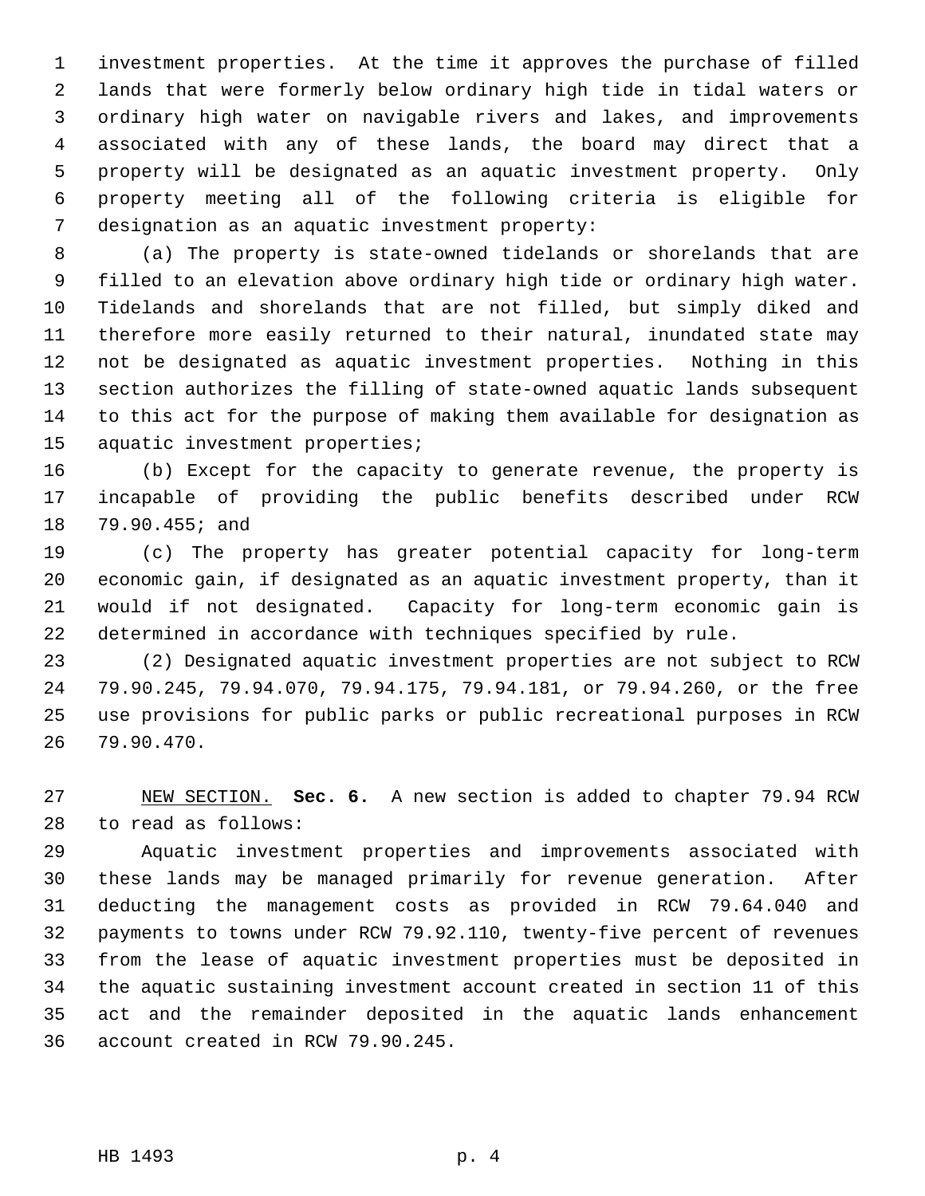investment properties. At the time it approves the purchase of filled lands that were formerly below ordinary high tide in tidal waters or ordinary high water on navigable rivers and lakes, and improvements associated with any of these lands, the board may direct that a property will be designated as an aquatic investment property. Only property meeting all of the following criteria is eligible for designation as an aquatic investment property:

(a) The property is state-owned tidelands or shorelands that are filled to an elevation above ordinary high tide or ordinary high water. Tidelands and shorelands that are not filled, but simply diked and therefore more easily returned to their natural, inundated state may not be designated as aquatic investment properties. Nothing in this section authorizes the filling of state-owned aquatic lands subsequent to this act for the purpose of making them available for designation as aquatic investment properties;

(b) Except for the capacity to generate revenue, the property is incapable of providing the public benefits described under RCW 79.90.455; and

(c) The property has greater potential capacity for long-term economic gain, if designated as an aquatic investment property, than it would if not designated. Capacity for long-term economic gain is determined in accordance with techniques specified by rule.

(2) Designated aquatic investment properties are not subject to RCW 79.90.245, 79.94.070, 79.94.175, 79.94.181, or 79.94.260, or the free use provisions for public parks or public recreational purposes in RCW 79.90.470.

NEW SECTION. **Sec. 6.** A new section is added to chapter 79.94 RCW to read as follows:

Aquatic investment properties and improvements associated with these lands may be managed primarily for revenue generation. After deducting the management costs as provided in RCW 79.64.040 and payments to towns under RCW 79.92.110, twenty-five percent of revenues from the lease of aquatic investment properties must be deposited in the aquatic sustaining investment account created in section 11 of this act and the remainder deposited in the aquatic lands enhancement account created in RCW 79.90.245.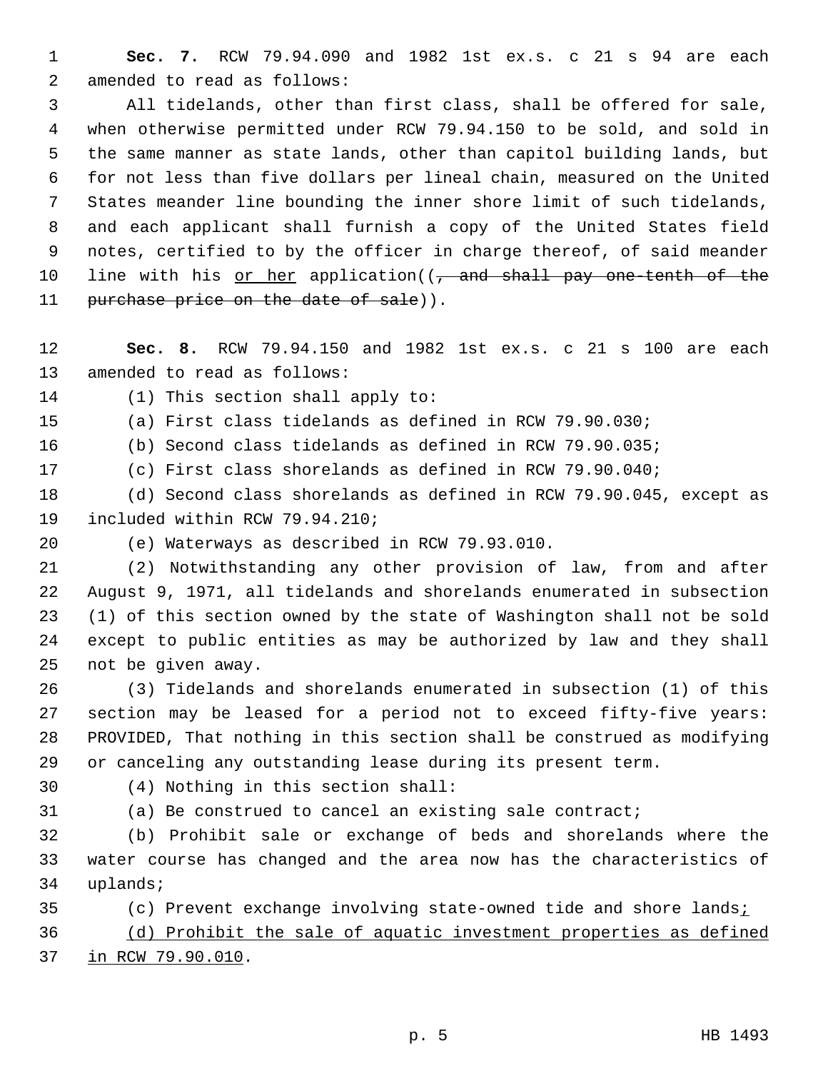**Sec. 7.** RCW 79.94.090 and 1982 1st ex.s. c 21 s 94 are each amended to read as follows:

All tidelands, other than first class, shall be offered for sale, when otherwise permitted under RCW 79.94.150 to be sold, and sold in the same manner as state lands, other than capitol building lands, but for not less than five dollars per lineal chain, measured on the United States meander line bounding the inner shore limit of such tidelands, and each applicant shall furnish a copy of the United States field notes, certified to by the officer in charge thereof, of said meander line with his <u>or her</u> application((~~, and shall pay one-tenth of the purchase price on the date of sale~~)).

**Sec. 8.** RCW 79.94.150 and 1982 1st ex.s. c 21 s 100 are each amended to read as follows:

(1) This section shall apply to:

(a) First class tidelands as defined in RCW 79.90.030;

(b) Second class tidelands as defined in RCW 79.90.035;

(c) First class shorelands as defined in RCW 79.90.040;

(d) Second class shorelands as defined in RCW 79.90.045, except as included within RCW 79.94.210;

(e) Waterways as described in RCW 79.93.010.

(2) Notwithstanding any other provision of law, from and after August 9, 1971, all tidelands and shorelands enumerated in subsection (1) of this section owned by the state of Washington shall not be sold except to public entities as may be authorized by law and they shall not be given away.

(3) Tidelands and shorelands enumerated in subsection (1) of this section may be leased for a period not to exceed fifty-five years: PROVIDED, That nothing in this section shall be construed as modifying or canceling any outstanding lease during its present term.

(4) Nothing in this section shall:

(a) Be construed to cancel an existing sale contract;

(b) Prohibit sale or exchange of beds and shorelands where the water course has changed and the area now has the characteristics of uplands;

(c) Prevent exchange involving state-owned tide and shore lands<u>;</u>

<u>(d) Prohibit the sale of aquatic investment properties as defined in RCW 79.90.010</u>.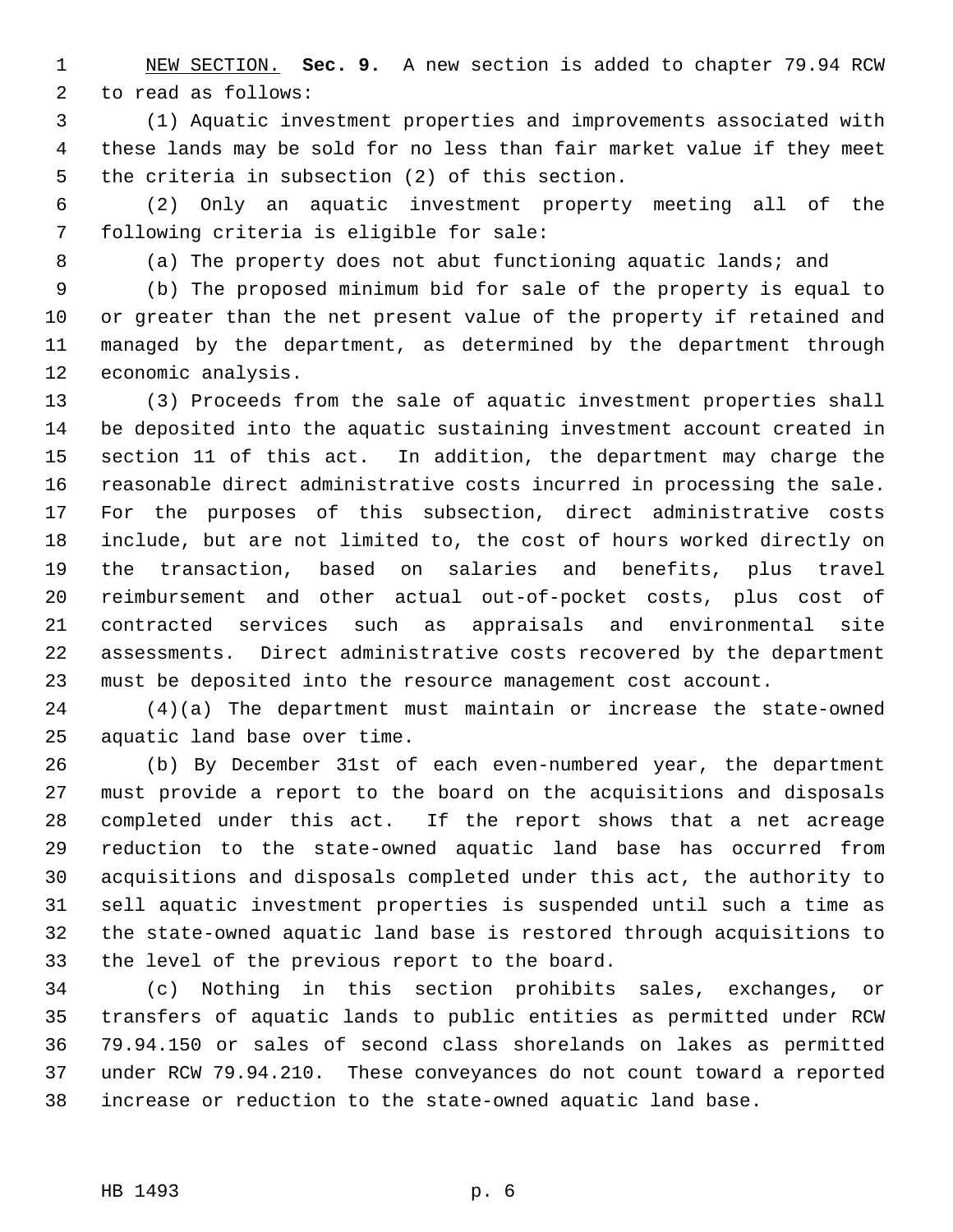NEW SECTION. **Sec. 9.** A new section is added to chapter 79.94 RCW to read as follows:

(1) Aquatic investment properties and improvements associated with these lands may be sold for no less than fair market value if they meet the criteria in subsection (2) of this section.

(2) Only an aquatic investment property meeting all of the following criteria is eligible for sale:

(a) The property does not abut functioning aquatic lands; and

(b) The proposed minimum bid for sale of the property is equal to or greater than the net present value of the property if retained and managed by the department, as determined by the department through economic analysis.

(3) Proceeds from the sale of aquatic investment properties shall be deposited into the aquatic sustaining investment account created in section 11 of this act. In addition, the department may charge the reasonable direct administrative costs incurred in processing the sale. For the purposes of this subsection, direct administrative costs include, but are not limited to, the cost of hours worked directly on the transaction, based on salaries and benefits, plus travel reimbursement and other actual out-of-pocket costs, plus cost of contracted services such as appraisals and environmental site assessments. Direct administrative costs recovered by the department must be deposited into the resource management cost account.

(4)(a) The department must maintain or increase the state-owned aquatic land base over time.

(b) By December 31st of each even-numbered year, the department must provide a report to the board on the acquisitions and disposals completed under this act. If the report shows that a net acreage reduction to the state-owned aquatic land base has occurred from acquisitions and disposals completed under this act, the authority to sell aquatic investment properties is suspended until such a time as the state-owned aquatic land base is restored through acquisitions to the level of the previous report to the board.

(c) Nothing in this section prohibits sales, exchanges, or transfers of aquatic lands to public entities as permitted under RCW 79.94.150 or sales of second class shorelands on lakes as permitted under RCW 79.94.210. These conveyances do not count toward a reported increase or reduction to the state-owned aquatic land base.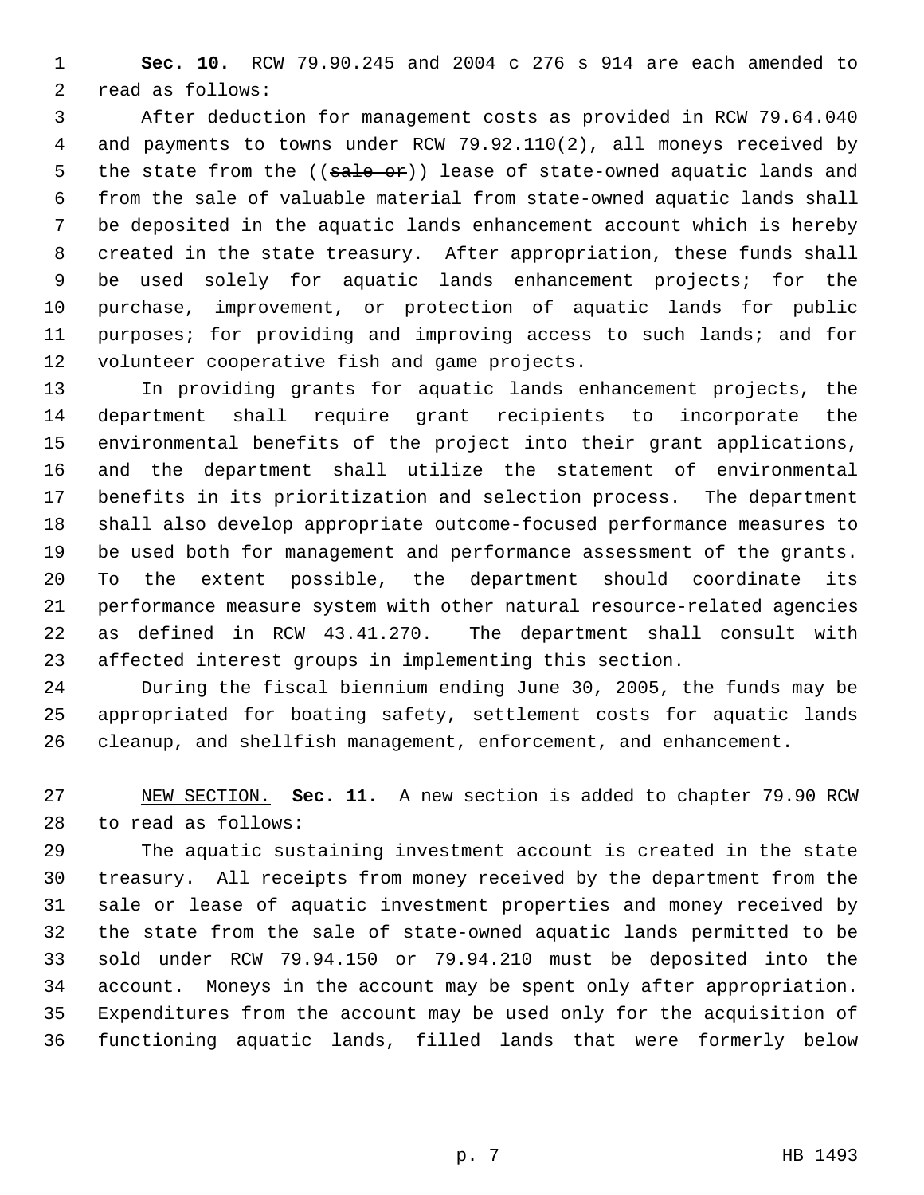**Sec. 10.** RCW 79.90.245 and 2004 c 276 s 914 are each amended to read as follows:

After deduction for management costs as provided in RCW 79.64.040 and payments to towns under RCW 79.92.110(2), all moneys received by the state from the ((~~sale or~~)) lease of state-owned aquatic lands and from the sale of valuable material from state-owned aquatic lands shall be deposited in the aquatic lands enhancement account which is hereby created in the state treasury. After appropriation, these funds shall be used solely for aquatic lands enhancement projects; for the purchase, improvement, or protection of aquatic lands for public purposes; for providing and improving access to such lands; and for volunteer cooperative fish and game projects.

In providing grants for aquatic lands enhancement projects, the department shall require grant recipients to incorporate the environmental benefits of the project into their grant applications, and the department shall utilize the statement of environmental benefits in its prioritization and selection process. The department shall also develop appropriate outcome-focused performance measures to be used both for management and performance assessment of the grants. To the extent possible, the department should coordinate its performance measure system with other natural resource-related agencies as defined in RCW 43.41.270. The department shall consult with affected interest groups in implementing this section.

During the fiscal biennium ending June 30, 2005, the funds may be appropriated for boating safety, settlement costs for aquatic lands cleanup, and shellfish management, enforcement, and enhancement.

NEW SECTION. **Sec. 11.** A new section is added to chapter 79.90 RCW to read as follows:

The aquatic sustaining investment account is created in the state treasury. All receipts from money received by the department from the sale or lease of aquatic investment properties and money received by the state from the sale of state-owned aquatic lands permitted to be sold under RCW 79.94.150 or 79.94.210 must be deposited into the account. Moneys in the account may be spent only after appropriation. Expenditures from the account may be used only for the acquisition of functioning aquatic lands, filled lands that were formerly below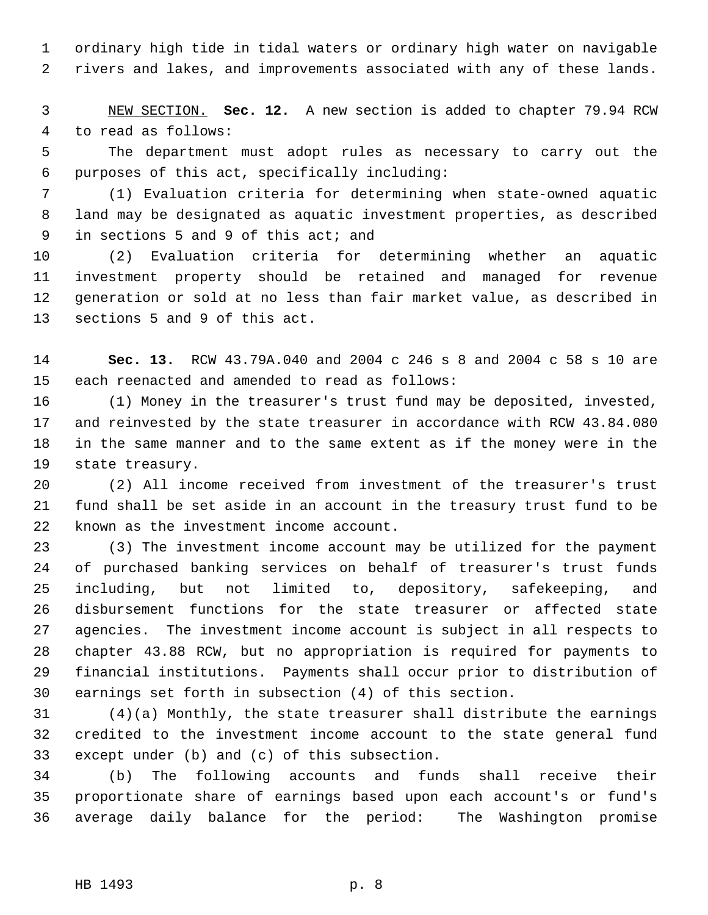ordinary high tide in tidal waters or ordinary high water on navigable rivers and lakes, and improvements associated with any of these lands.

NEW SECTION. **Sec. 12.** A new section is added to chapter 79.94 RCW to read as follows:

The department must adopt rules as necessary to carry out the purposes of this act, specifically including:

(1) Evaluation criteria for determining when state-owned aquatic land may be designated as aquatic investment properties, as described in sections 5 and 9 of this act; and

(2) Evaluation criteria for determining whether an aquatic investment property should be retained and managed for revenue generation or sold at no less than fair market value, as described in sections 5 and 9 of this act.

**Sec. 13.** RCW 43.79A.040 and 2004 c 246 s 8 and 2004 c 58 s 10 are each reenacted and amended to read as follows:

(1) Money in the treasurer's trust fund may be deposited, invested, and reinvested by the state treasurer in accordance with RCW 43.84.080 in the same manner and to the same extent as if the money were in the state treasury.

(2) All income received from investment of the treasurer's trust fund shall be set aside in an account in the treasury trust fund to be known as the investment income account.

(3) The investment income account may be utilized for the payment of purchased banking services on behalf of treasurer's trust funds including, but not limited to, depository, safekeeping, and disbursement functions for the state treasurer or affected state agencies. The investment income account is subject in all respects to chapter 43.88 RCW, but no appropriation is required for payments to financial institutions. Payments shall occur prior to distribution of earnings set forth in subsection (4) of this section.

(4)(a) Monthly, the state treasurer shall distribute the earnings credited to the investment income account to the state general fund except under (b) and (c) of this subsection.

(b) The following accounts and funds shall receive their proportionate share of earnings based upon each account's or fund's average daily balance for the period: The Washington promise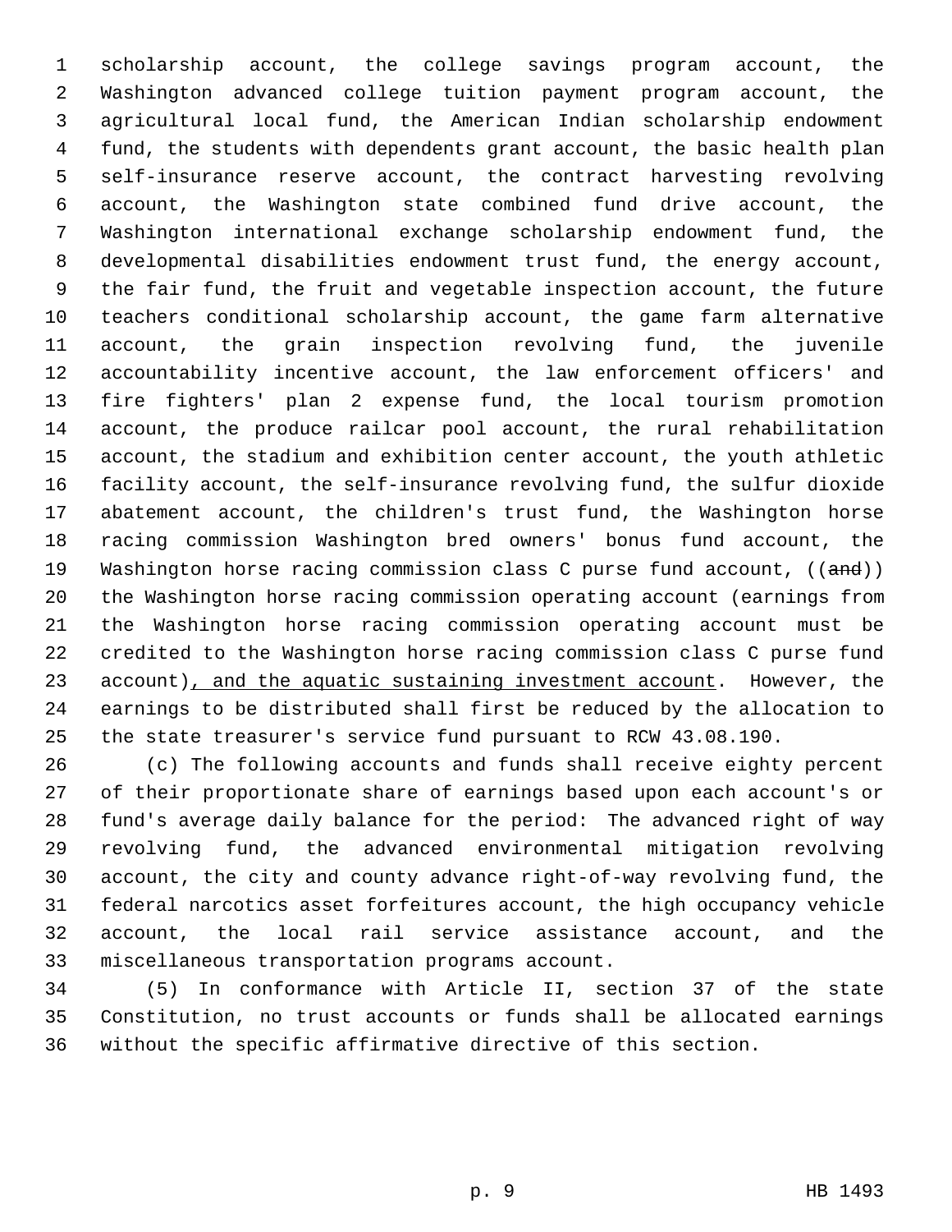scholarship account, the college savings program account, the Washington advanced college tuition payment program account, the agricultural local fund, the American Indian scholarship endowment fund, the students with dependents grant account, the basic health plan self-insurance reserve account, the contract harvesting revolving account, the Washington state combined fund drive account, the Washington international exchange scholarship endowment fund, the developmental disabilities endowment trust fund, the energy account, the fair fund, the fruit and vegetable inspection account, the future teachers conditional scholarship account, the game farm alternative account, the grain inspection revolving fund, the juvenile accountability incentive account, the law enforcement officers' and fire fighters' plan 2 expense fund, the local tourism promotion account, the produce railcar pool account, the rural rehabilitation account, the stadium and exhibition center account, the youth athletic facility account, the self-insurance revolving fund, the sulfur dioxide abatement account, the children's trust fund, the Washington horse racing commission Washington bred owners' bonus fund account, the Washington horse racing commission class C purse fund account, ((~~and~~)) the Washington horse racing commission operating account (earnings from the Washington horse racing commission operating account must be credited to the Washington horse racing commission class C purse fund account)<u>, and the aquatic sustaining investment account</u>. However, the earnings to be distributed shall first be reduced by the allocation to the state treasurer's service fund pursuant to RCW 43.08.190.

(c) The following accounts and funds shall receive eighty percent of their proportionate share of earnings based upon each account's or fund's average daily balance for the period: The advanced right of way revolving fund, the advanced environmental mitigation revolving account, the city and county advance right-of-way revolving fund, the federal narcotics asset forfeitures account, the high occupancy vehicle account, the local rail service assistance account, and the miscellaneous transportation programs account.

(5) In conformance with Article II, section 37 of the state Constitution, no trust accounts or funds shall be allocated earnings without the specific affirmative directive of this section.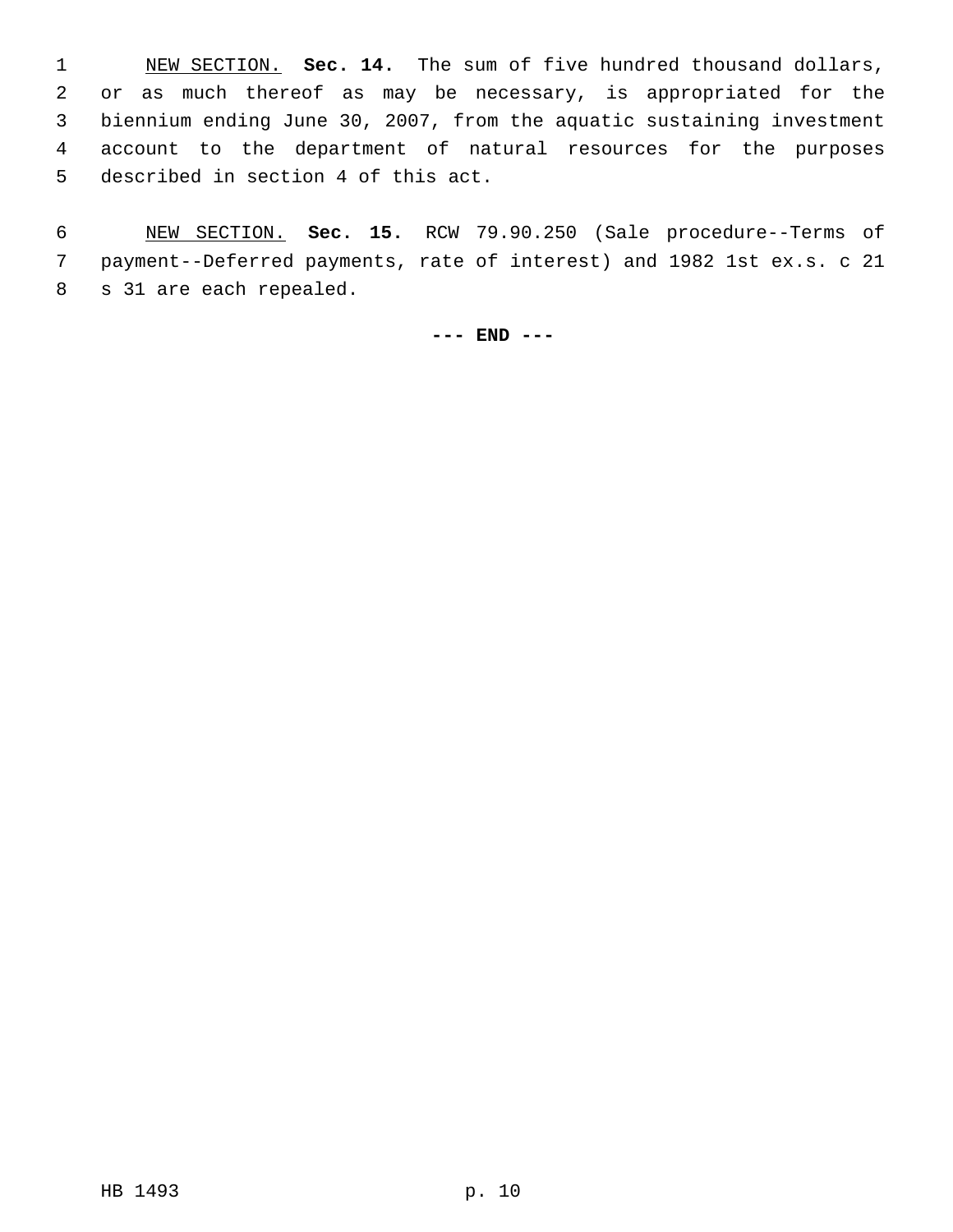NEW SECTION. **Sec. 14.** The sum of five hundred thousand dollars, or as much thereof as may be necessary, is appropriated for the biennium ending June 30, 2007, from the aquatic sustaining investment account to the department of natural resources for the purposes described in section 4 of this act.

NEW SECTION. **Sec. 15.** RCW 79.90.250 (Sale procedure--Terms of payment--Deferred payments, rate of interest) and 1982 1st ex.s. c 21 s 31 are each repealed.

**--- END ---**